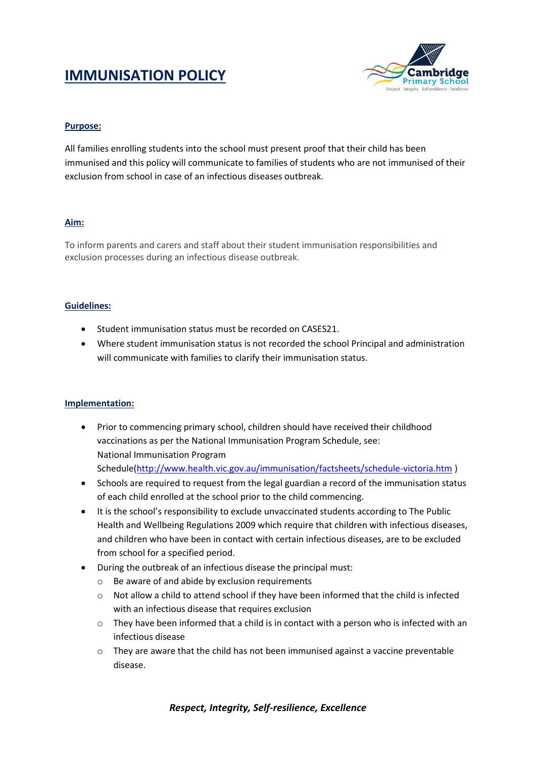# IMMUNISATION POLICY

## Purpose:

All families enrolling students into the school must present proof that their child has been immunised and this policy will communicate to families of students who are not immunised of their exclusion from school in case of an infectious diseases outbreak.

## Aim:

To inform parents and carers and staff about their student immunisation responsibilities and exclusion processes during an infectious disease outbreak.

## Guidelines:

- Student immunisation status must be recorded on CASES21.
- Where student immunisation status is not recorded the school Principal and administration will communicate with families to clarify their immunisation status.

## Implementation:

- Prior to commencing primary school, children should have received their childhood vaccinations as per the National Immunisation Program Schedule, see: National Immunisation Program Schedule(http://www.health.vic.gov.au/immunisation/factsheets/schedule-victoria.htm )
- Schools are required to request from the legal guardian a record of the immunisation status of each child enrolled at the school prior to the child commencing.
- It is the school's responsibility to exclude unvaccinated students according to The Public Health and Wellbeing Regulations 2009 which require that children with infectious diseases, and children who have been in contact with certain infectious diseases, are to be excluded from school for a specified period.
- During the outbreak of an infectious disease the principal must:
  - Be aware of and abide by exclusion requirements
  - Not allow a child to attend school if they have been informed that the child is infected with an infectious disease that requires exclusion
  - They have been informed that a child is in contact with a person who is infected with an infectious disease
  - They are aware that the child has not been immunised against a vaccine preventable disease.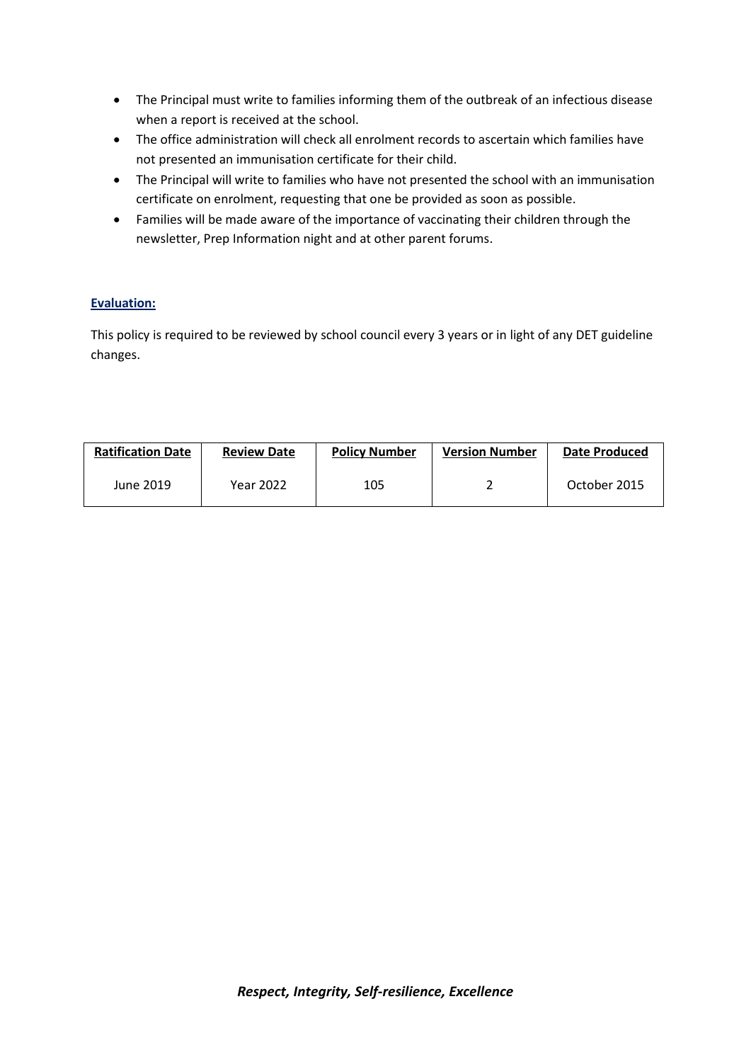- The Principal must write to families informing them of the outbreak of an infectious disease when a report is received at the school.
- The office administration will check all enrolment records to ascertain which families have not presented an immunisation certificate for their child.
- The Principal will write to families who have not presented the school with an immunisation certificate on enrolment, requesting that one be provided as soon as possible.
- Families will be made aware of the importance of vaccinating their children through the newsletter, Prep Information night and at other parent forums.

## Evaluation:

This policy is required to be reviewed by school council every 3 years or in light of any DET guideline changes.

| Ratification Date | Review Date | Policy Number | Version Number | Date Produced |
|---|---|---|---|---|
| June 2019 | Year 2022 | 105 | 2 | October 2015 |

*Respect, Integrity, Self-resilience, Excellence*